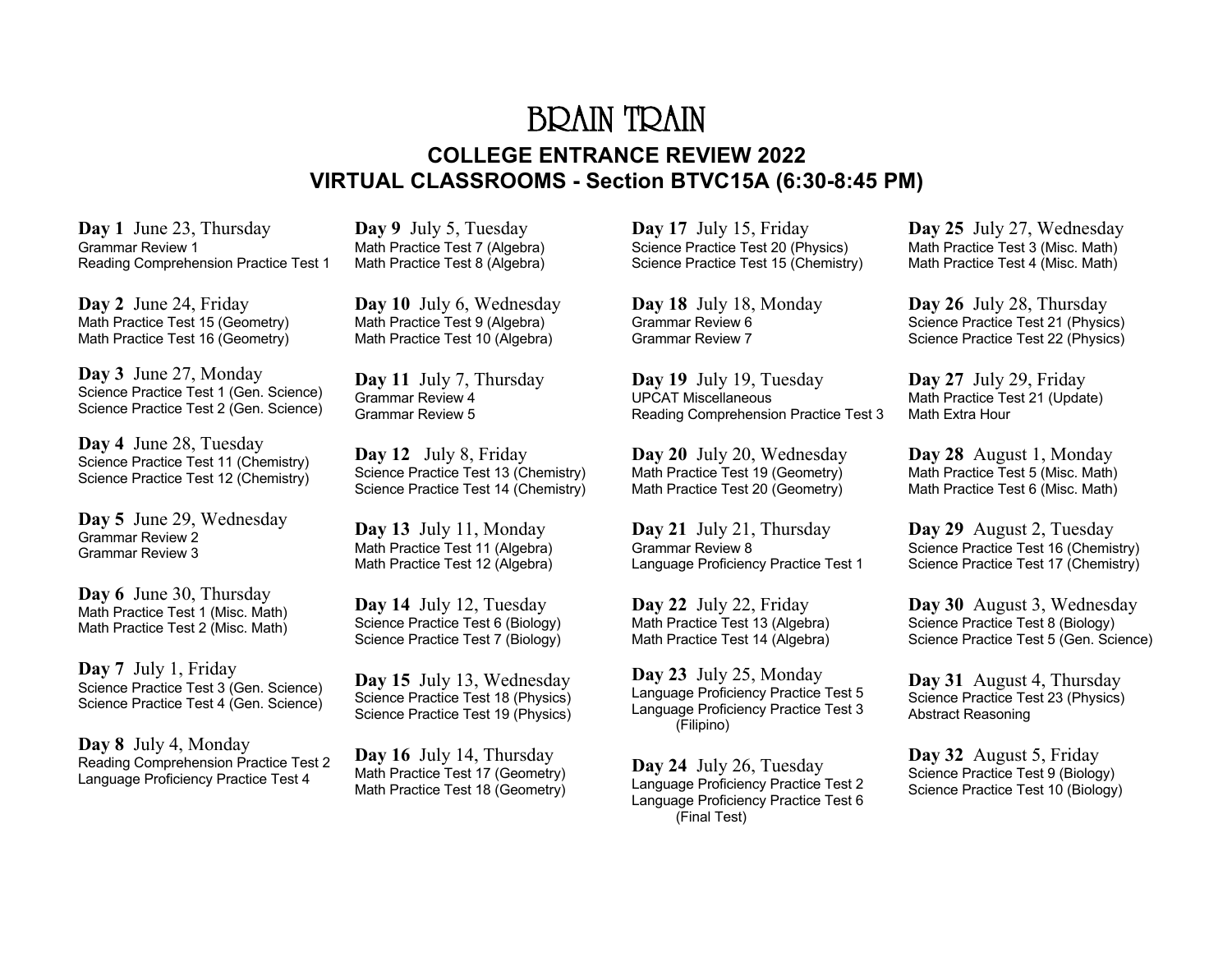# BRAIN TRAIN

## COLLEGE ENTRANCE REVIEW 2022

## VIRTUAL CLASSROOMS - Section BTVC15A (6:30-8:45 PM)

**Day 1** June 23, Thursday
Grammar Review 1
Reading Comprehension Practice Test 1

**Day 2** June 24, Friday
Math Practice Test 15 (Geometry)
Math Practice Test 16 (Geometry)

**Day 3** June 27, Monday
Science Practice Test 1 (Gen. Science)
Science Practice Test 2 (Gen. Science)

**Day 4** June 28, Tuesday
Science Practice Test 11 (Chemistry)
Science Practice Test 12 (Chemistry)

**Day 5** June 29, Wednesday
Grammar Review 2
Grammar Review 3

**Day 6** June 30, Thursday
Math Practice Test 1 (Misc. Math)
Math Practice Test 2 (Misc. Math)

**Day 7** July 1, Friday
Science Practice Test 3 (Gen. Science)
Science Practice Test 4 (Gen. Science)

**Day 8** July 4, Monday
Reading Comprehension Practice Test 2
Language Proficiency Practice Test 4

**Day 9** July 5, Tuesday
Math Practice Test 7 (Algebra)
Math Practice Test 8 (Algebra)

**Day 10** July 6, Wednesday
Math Practice Test 9 (Algebra)
Math Practice Test 10 (Algebra)

**Day 11** July 7, Thursday
Grammar Review 4
Grammar Review 5

**Day 12** July 8, Friday
Science Practice Test 13 (Chemistry)
Science Practice Test 14 (Chemistry)

**Day 13** July 11, Monday
Math Practice Test 11 (Algebra)
Math Practice Test 12 (Algebra)

**Day 14** July 12, Tuesday
Science Practice Test 6 (Biology)
Science Practice Test 7 (Biology)

**Day 15** July 13, Wednesday
Science Practice Test 18 (Physics)
Science Practice Test 19 (Physics)

**Day 16** July 14, Thursday
Math Practice Test 17 (Geometry)
Math Practice Test 18 (Geometry)

**Day 17** July 15, Friday
Science Practice Test 20 (Physics)
Science Practice Test 15 (Chemistry)

**Day 18** July 18, Monday
Grammar Review 6
Grammar Review 7

**Day 19** July 19, Tuesday
UPCAT Miscellaneous
Reading Comprehension Practice Test 3

**Day 20** July 20, Wednesday
Math Practice Test 19 (Geometry)
Math Practice Test 20 (Geometry)

**Day 21** July 21, Thursday
Grammar Review 8
Language Proficiency Practice Test 1

**Day 22** July 22, Friday
Math Practice Test 13 (Algebra)
Math Practice Test 14 (Algebra)

**Day 23** July 25, Monday
Language Proficiency Practice Test 5
Language Proficiency Practice Test 3 (Filipino)

**Day 24** July 26, Tuesday
Language Proficiency Practice Test 2
Language Proficiency Practice Test 6 (Final Test)

**Day 25** July 27, Wednesday
Math Practice Test 3 (Misc. Math)
Math Practice Test 4 (Misc. Math)

**Day 26** July 28, Thursday
Science Practice Test 21 (Physics)
Science Practice Test 22 (Physics)

**Day 27** July 29, Friday
Math Practice Test 21 (Update)
Math Extra Hour

**Day 28** August 1, Monday
Math Practice Test 5 (Misc. Math)
Math Practice Test 6 (Misc. Math)

**Day 29** August 2, Tuesday
Science Practice Test 16 (Chemistry)
Science Practice Test 17 (Chemistry)

**Day 30** August 3, Wednesday
Science Practice Test 8 (Biology)
Science Practice Test 5 (Gen. Science)

**Day 31** August 4, Thursday
Science Practice Test 23 (Physics)
Abstract Reasoning

**Day 32** August 5, Friday
Science Practice Test 9 (Biology)
Science Practice Test 10 (Biology)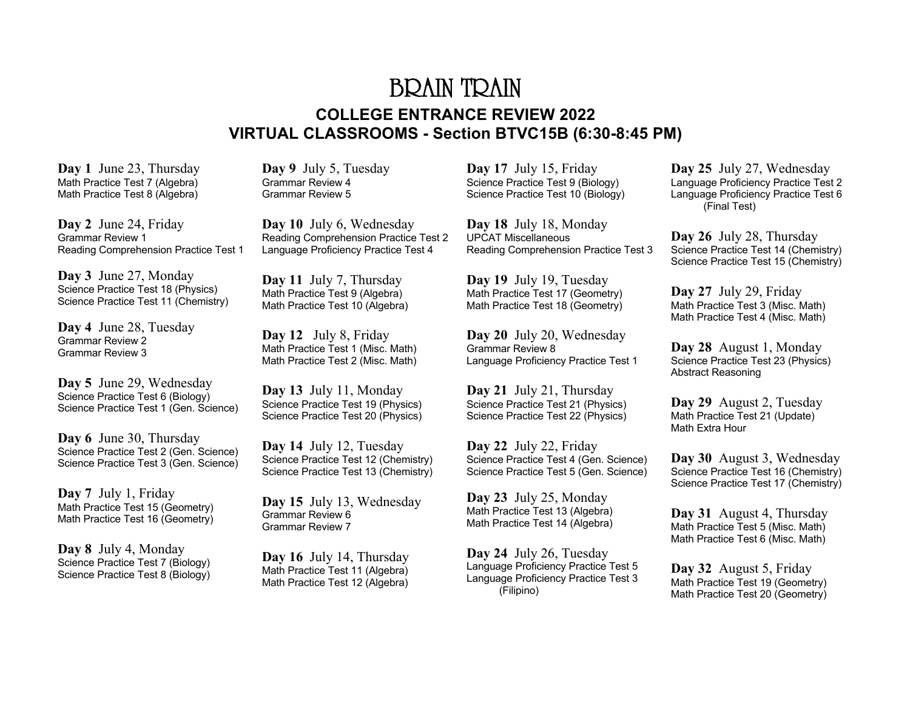# BRAIN TRAIN

## COLLEGE ENTRANCE REVIEW 2022
## VIRTUAL CLASSROOMS - Section BTVC15B (6:30-8:45 PM)

**Day 1** June 23, Thursday
Math Practice Test 7 (Algebra)
Math Practice Test 8 (Algebra)

**Day 2** June 24, Friday
Grammar Review 1
Reading Comprehension Practice Test 1

**Day 3** June 27, Monday
Science Practice Test 18 (Physics)
Science Practice Test 11 (Chemistry)

**Day 4** June 28, Tuesday
Grammar Review 2
Grammar Review 3

**Day 5** June 29, Wednesday
Science Practice Test 6 (Biology)
Science Practice Test 1 (Gen. Science)

**Day 6** June 30, Thursday
Science Practice Test 2 (Gen. Science)
Science Practice Test 3 (Gen. Science)

**Day 7** July 1, Friday
Math Practice Test 15 (Geometry)
Math Practice Test 16 (Geometry)

**Day 8** July 4, Monday
Science Practice Test 7 (Biology)
Science Practice Test 8 (Biology)

**Day 9** July 5, Tuesday
Grammar Review 4
Grammar Review 5

**Day 10** July 6, Wednesday
Reading Comprehension Practice Test 2
Language Proficiency Practice Test 4

**Day 11** July 7, Thursday
Math Practice Test 9 (Algebra)
Math Practice Test 10 (Algebra)

**Day 12** July 8, Friday
Math Practice Test 1 (Misc. Math)
Math Practice Test 2 (Misc. Math)

**Day 13** July 11, Monday
Science Practice Test 19 (Physics)
Science Practice Test 20 (Physics)

**Day 14** July 12, Tuesday
Science Practice Test 12 (Chemistry)
Science Practice Test 13 (Chemistry)

**Day 15** July 13, Wednesday
Grammar Review 6
Grammar Review 7

**Day 16** July 14, Thursday
Math Practice Test 11 (Algebra)
Math Practice Test 12 (Algebra)

**Day 17** July 15, Friday
Science Practice Test 9 (Biology)
Science Practice Test 10 (Biology)

**Day 18** July 18, Monday
UPCAT Miscellaneous
Reading Comprehension Practice Test 3

**Day 19** July 19, Tuesday
Math Practice Test 17 (Geometry)
Math Practice Test 18 (Geometry)

**Day 20** July 20, Wednesday
Grammar Review 8
Language Proficiency Practice Test 1

**Day 21** July 21, Thursday
Science Practice Test 21 (Physics)
Science Practice Test 22 (Physics)

**Day 22** July 22, Friday
Science Practice Test 4 (Gen. Science)
Science Practice Test 5 (Gen. Science)

**Day 23** July 25, Monday
Math Practice Test 13 (Algebra)
Math Practice Test 14 (Algebra)

**Day 24** July 26, Tuesday
Language Proficiency Practice Test 5
Language Proficiency Practice Test 3 (Filipino)

**Day 25** July 27, Wednesday
Language Proficiency Practice Test 2
Language Proficiency Practice Test 6 (Final Test)

**Day 26** July 28, Thursday
Science Practice Test 14 (Chemistry)
Science Practice Test 15 (Chemistry)

**Day 27** July 29, Friday
Math Practice Test 3 (Misc. Math)
Math Practice Test 4 (Misc. Math)

**Day 28** August 1, Monday
Science Practice Test 23 (Physics)
Abstract Reasoning

**Day 29** August 2, Tuesday
Math Practice Test 21 (Update)
Math Extra Hour

**Day 30** August 3, Wednesday
Science Practice Test 16 (Chemistry)
Science Practice Test 17 (Chemistry)

**Day 31** August 4, Thursday
Math Practice Test 5 (Misc. Math)
Math Practice Test 6 (Misc. Math)

**Day 32** August 5, Friday
Math Practice Test 19 (Geometry)
Math Practice Test 20 (Geometry)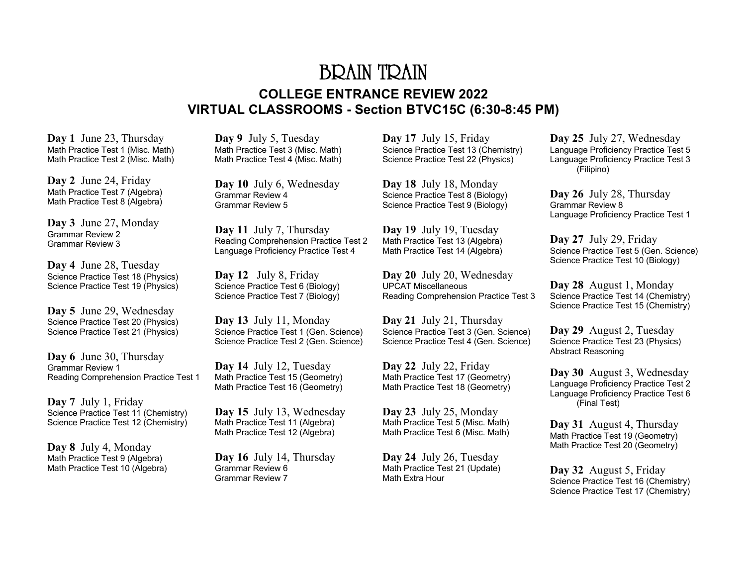# BRAIN TRAIN

## COLLEGE ENTRANCE REVIEW 2022

## VIRTUAL CLASSROOMS - Section BTVC15C (6:30-8:45 PM)

**Day 1** June 23, Thursday
Math Practice Test 1 (Misc. Math)
Math Practice Test 2 (Misc. Math)

**Day 2** June 24, Friday
Math Practice Test 7 (Algebra)
Math Practice Test 8 (Algebra)

**Day 3** June 27, Monday
Grammar Review 2
Grammar Review 3

**Day 4** June 28, Tuesday
Science Practice Test 18 (Physics)
Science Practice Test 19 (Physics)

**Day 5** June 29, Wednesday
Science Practice Test 20 (Physics)
Science Practice Test 21 (Physics)

**Day 6** June 30, Thursday
Grammar Review 1
Reading Comprehension Practice Test 1

**Day 7** July 1, Friday
Science Practice Test 11 (Chemistry)
Science Practice Test 12 (Chemistry)

**Day 8** July 4, Monday
Math Practice Test 9 (Algebra)
Math Practice Test 10 (Algebra)

**Day 9** July 5, Tuesday
Math Practice Test 3 (Misc. Math)
Math Practice Test 4 (Misc. Math)

**Day 10** July 6, Wednesday
Grammar Review 4
Grammar Review 5

**Day 11** July 7, Thursday
Reading Comprehension Practice Test 2
Language Proficiency Practice Test 4

**Day 12** July 8, Friday
Science Practice Test 6 (Biology)
Science Practice Test 7 (Biology)

**Day 13** July 11, Monday
Science Practice Test 1 (Gen. Science)
Science Practice Test 2 (Gen. Science)

**Day 14** July 12, Tuesday
Math Practice Test 15 (Geometry)
Math Practice Test 16 (Geometry)

**Day 15** July 13, Wednesday
Math Practice Test 11 (Algebra)
Math Practice Test 12 (Algebra)

**Day 16** July 14, Thursday
Grammar Review 6
Grammar Review 7

**Day 17** July 15, Friday
Science Practice Test 13 (Chemistry)
Science Practice Test 22 (Physics)

**Day 18** July 18, Monday
Science Practice Test 8 (Biology)
Science Practice Test 9 (Biology)

**Day 19** July 19, Tuesday
Math Practice Test 13 (Algebra)
Math Practice Test 14 (Algebra)

**Day 20** July 20, Wednesday
UPCAT Miscellaneous
Reading Comprehension Practice Test 3

**Day 21** July 21, Thursday
Science Practice Test 3 (Gen. Science)
Science Practice Test 4 (Gen. Science)

**Day 22** July 22, Friday
Math Practice Test 17 (Geometry)
Math Practice Test 18 (Geometry)

**Day 23** July 25, Monday
Math Practice Test 5 (Misc. Math)
Math Practice Test 6 (Misc. Math)

**Day 24** July 26, Tuesday
Math Practice Test 21 (Update)
Math Extra Hour

**Day 25** July 27, Wednesday
Language Proficiency Practice Test 5
Language Proficiency Practice Test 3 (Filipino)

**Day 26** July 28, Thursday
Grammar Review 8
Language Proficiency Practice Test 1

**Day 27** July 29, Friday
Science Practice Test 5 (Gen. Science)
Science Practice Test 10 (Biology)

**Day 28** August 1, Monday
Science Practice Test 14 (Chemistry)
Science Practice Test 15 (Chemistry)

**Day 29** August 2, Tuesday
Science Practice Test 23 (Physics)
Abstract Reasoning

**Day 30** August 3, Wednesday
Language Proficiency Practice Test 2
Language Proficiency Practice Test 6 (Final Test)

**Day 31** August 4, Thursday
Math Practice Test 19 (Geometry)
Math Practice Test 20 (Geometry)

**Day 32** August 5, Friday
Science Practice Test 16 (Chemistry)
Science Practice Test 17 (Chemistry)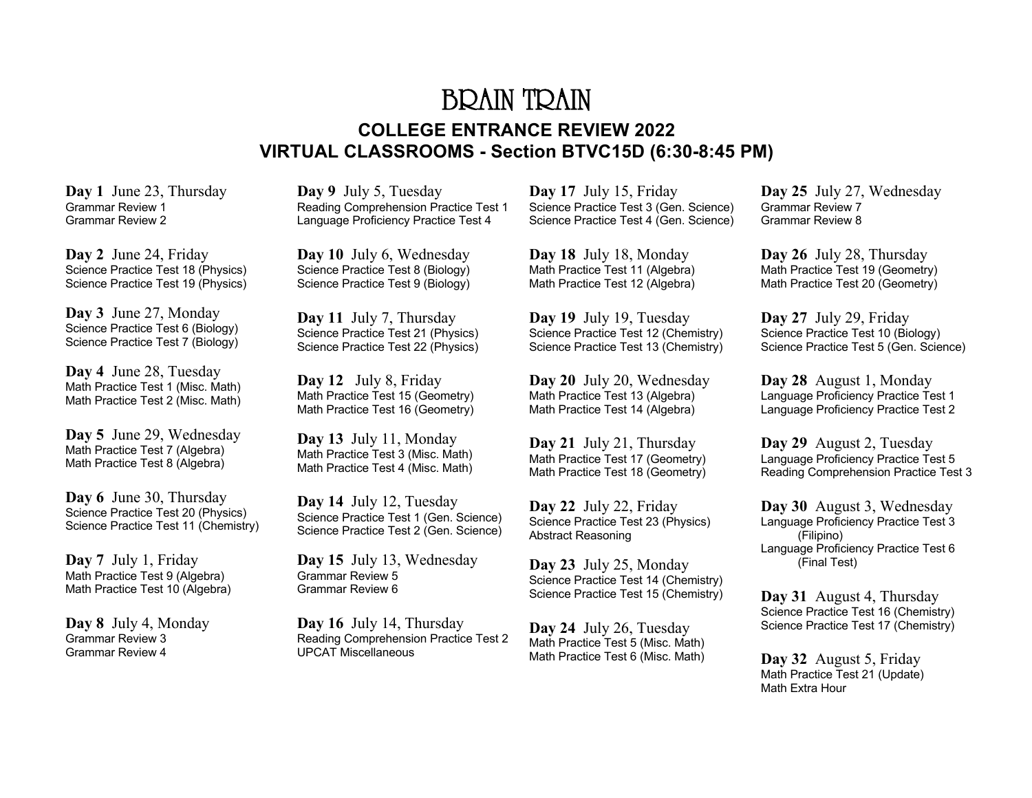# BRAIN TRAIN

## COLLEGE ENTRANCE REVIEW 2022
## VIRTUAL CLASSROOMS - Section BTVC15D (6:30-8:45 PM)

**Day 1** June 23, Thursday
Grammar Review 1
Grammar Review 2

**Day 2** June 24, Friday
Science Practice Test 18 (Physics)
Science Practice Test 19 (Physics)

**Day 3** June 27, Monday
Science Practice Test 6 (Biology)
Science Practice Test 7 (Biology)

**Day 4** June 28, Tuesday
Math Practice Test 1 (Misc. Math)
Math Practice Test 2 (Misc. Math)

**Day 5** June 29, Wednesday
Math Practice Test 7 (Algebra)
Math Practice Test 8 (Algebra)

**Day 6** June 30, Thursday
Science Practice Test 20 (Physics)
Science Practice Test 11 (Chemistry)

**Day 7** July 1, Friday
Math Practice Test 9 (Algebra)
Math Practice Test 10 (Algebra)

**Day 8** July 4, Monday
Grammar Review 3
Grammar Review 4

**Day 9** July 5, Tuesday
Reading Comprehension Practice Test 1
Language Proficiency Practice Test 4

**Day 10** July 6, Wednesday
Science Practice Test 8 (Biology)
Science Practice Test 9 (Biology)

**Day 11** July 7, Thursday
Science Practice Test 21 (Physics)
Science Practice Test 22 (Physics)

**Day 12** July 8, Friday
Math Practice Test 15 (Geometry)
Math Practice Test 16 (Geometry)

**Day 13** July 11, Monday
Math Practice Test 3 (Misc. Math)
Math Practice Test 4 (Misc. Math)

**Day 14** July 12, Tuesday
Science Practice Test 1 (Gen. Science)
Science Practice Test 2 (Gen. Science)

**Day 15** July 13, Wednesday
Grammar Review 5
Grammar Review 6

**Day 16** July 14, Thursday
Reading Comprehension Practice Test 2
UPCAT Miscellaneous

**Day 17** July 15, Friday
Science Practice Test 3 (Gen. Science)
Science Practice Test 4 (Gen. Science)

**Day 18** July 18, Monday
Math Practice Test 11 (Algebra)
Math Practice Test 12 (Algebra)

**Day 19** July 19, Tuesday
Science Practice Test 12 (Chemistry)
Science Practice Test 13 (Chemistry)

**Day 20** July 20, Wednesday
Math Practice Test 13 (Algebra)
Math Practice Test 14 (Algebra)

**Day 21** July 21, Thursday
Math Practice Test 17 (Geometry)
Math Practice Test 18 (Geometry)

**Day 22** July 22, Friday
Science Practice Test 23 (Physics)
Abstract Reasoning

**Day 23** July 25, Monday
Science Practice Test 14 (Chemistry)
Science Practice Test 15 (Chemistry)

**Day 24** July 26, Tuesday
Math Practice Test 5 (Misc. Math)
Math Practice Test 6 (Misc. Math)

**Day 25** July 27, Wednesday
Grammar Review 7
Grammar Review 8

**Day 26** July 28, Thursday
Math Practice Test 19 (Geometry)
Math Practice Test 20 (Geometry)

**Day 27** July 29, Friday
Science Practice Test 10 (Biology)
Science Practice Test 5 (Gen. Science)

**Day 28** August 1, Monday
Language Proficiency Practice Test 1
Language Proficiency Practice Test 2

**Day 29** August 2, Tuesday
Language Proficiency Practice Test 5
Reading Comprehension Practice Test 3

**Day 30** August 3, Wednesday
Language Proficiency Practice Test 3 (Filipino)
Language Proficiency Practice Test 6 (Final Test)

**Day 31** August 4, Thursday
Science Practice Test 16 (Chemistry)
Science Practice Test 17 (Chemistry)

**Day 32** August 5, Friday
Math Practice Test 21 (Update)
Math Extra Hour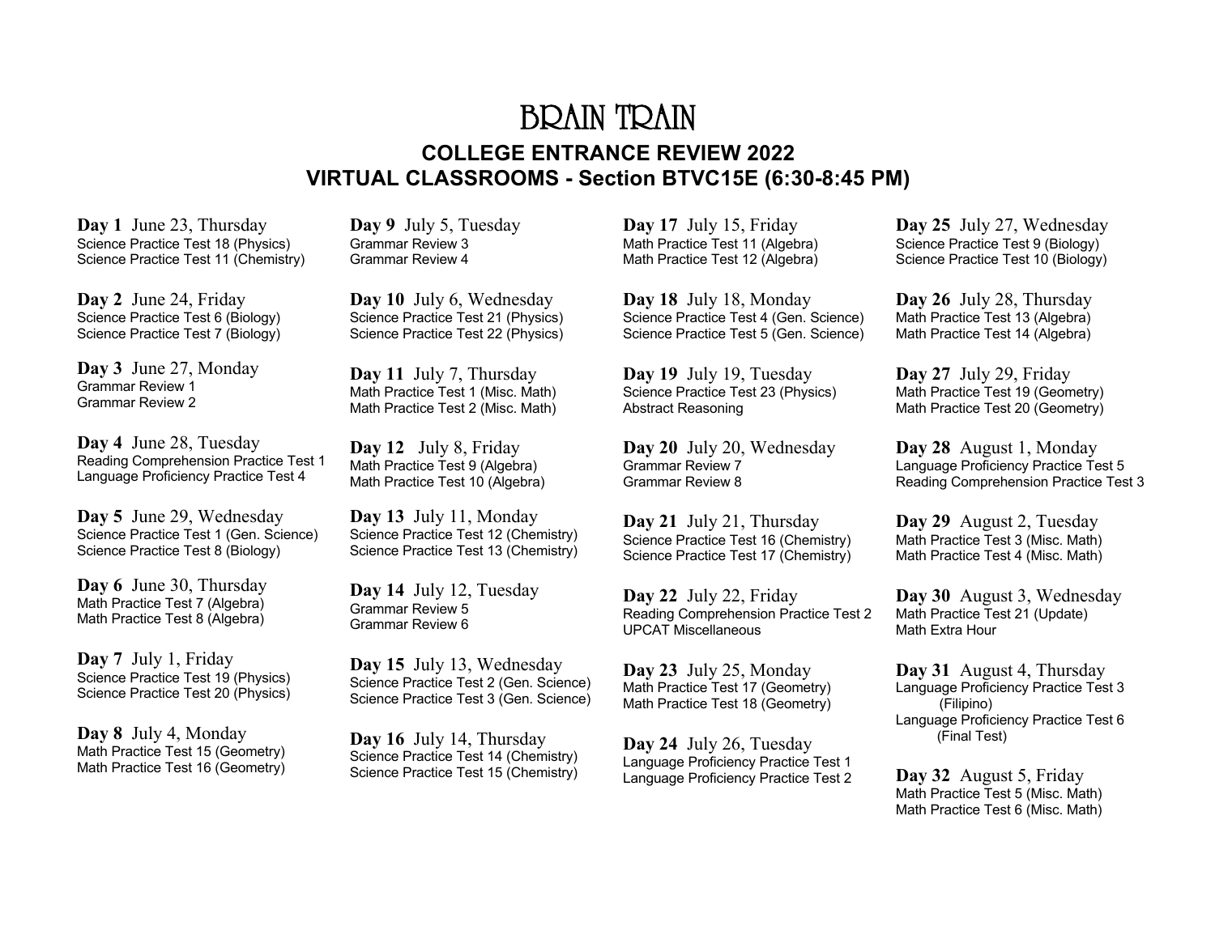# BRAIN TRAIN

## COLLEGE ENTRANCE REVIEW 2022

## VIRTUAL CLASSROOMS - Section BTVC15E (6:30-8:45 PM)

**Day 1** June 23, Thursday
Science Practice Test 18 (Physics)
Science Practice Test 11 (Chemistry)

**Day 2** June 24, Friday
Science Practice Test 6 (Biology)
Science Practice Test 7 (Biology)

**Day 3** June 27, Monday
Grammar Review 1
Grammar Review 2

**Day 4** June 28, Tuesday
Reading Comprehension Practice Test 1
Language Proficiency Practice Test 4

**Day 5** June 29, Wednesday
Science Practice Test 1 (Gen. Science)
Science Practice Test 8 (Biology)

**Day 6** June 30, Thursday
Math Practice Test 7 (Algebra)
Math Practice Test 8 (Algebra)

**Day 7** July 1, Friday
Science Practice Test 19 (Physics)
Science Practice Test 20 (Physics)

**Day 8** July 4, Monday
Math Practice Test 15 (Geometry)
Math Practice Test 16 (Geometry)

**Day 9** July 5, Tuesday
Grammar Review 3
Grammar Review 4

**Day 10** July 6, Wednesday
Science Practice Test 21 (Physics)
Science Practice Test 22 (Physics)

**Day 11** July 7, Thursday
Math Practice Test 1 (Misc. Math)
Math Practice Test 2 (Misc. Math)

**Day 12** July 8, Friday
Math Practice Test 9 (Algebra)
Math Practice Test 10 (Algebra)

**Day 13** July 11, Monday
Science Practice Test 12 (Chemistry)
Science Practice Test 13 (Chemistry)

**Day 14** July 12, Tuesday
Grammar Review 5
Grammar Review 6

**Day 15** July 13, Wednesday
Science Practice Test 2 (Gen. Science)
Science Practice Test 3 (Gen. Science)

**Day 16** July 14, Thursday
Science Practice Test 14 (Chemistry)
Science Practice Test 15 (Chemistry)

**Day 17** July 15, Friday
Math Practice Test 11 (Algebra)
Math Practice Test 12 (Algebra)

**Day 18** July 18, Monday
Science Practice Test 4 (Gen. Science)
Science Practice Test 5 (Gen. Science)

**Day 19** July 19, Tuesday
Science Practice Test 23 (Physics)
Abstract Reasoning

**Day 20** July 20, Wednesday
Grammar Review 7
Grammar Review 8

**Day 21** July 21, Thursday
Science Practice Test 16 (Chemistry)
Science Practice Test 17 (Chemistry)

**Day 22** July 22, Friday
Reading Comprehension Practice Test 2
UPCAT Miscellaneous

**Day 23** July 25, Monday
Math Practice Test 17 (Geometry)
Math Practice Test 18 (Geometry)

**Day 24** July 26, Tuesday
Language Proficiency Practice Test 1
Language Proficiency Practice Test 2

**Day 25** July 27, Wednesday
Science Practice Test 9 (Biology)
Science Practice Test 10 (Biology)

**Day 26** July 28, Thursday
Math Practice Test 13 (Algebra)
Math Practice Test 14 (Algebra)

**Day 27** July 29, Friday
Math Practice Test 19 (Geometry)
Math Practice Test 20 (Geometry)

**Day 28** August 1, Monday
Language Proficiency Practice Test 5
Reading Comprehension Practice Test 3

**Day 29** August 2, Tuesday
Math Practice Test 3 (Misc. Math)
Math Practice Test 4 (Misc. Math)

**Day 30** August 3, Wednesday
Math Practice Test 21 (Update)
Math Extra Hour

**Day 31** August 4, Thursday
Language Proficiency Practice Test 3 (Filipino)
Language Proficiency Practice Test 6 (Final Test)

**Day 32** August 5, Friday
Math Practice Test 5 (Misc. Math)
Math Practice Test 6 (Misc. Math)